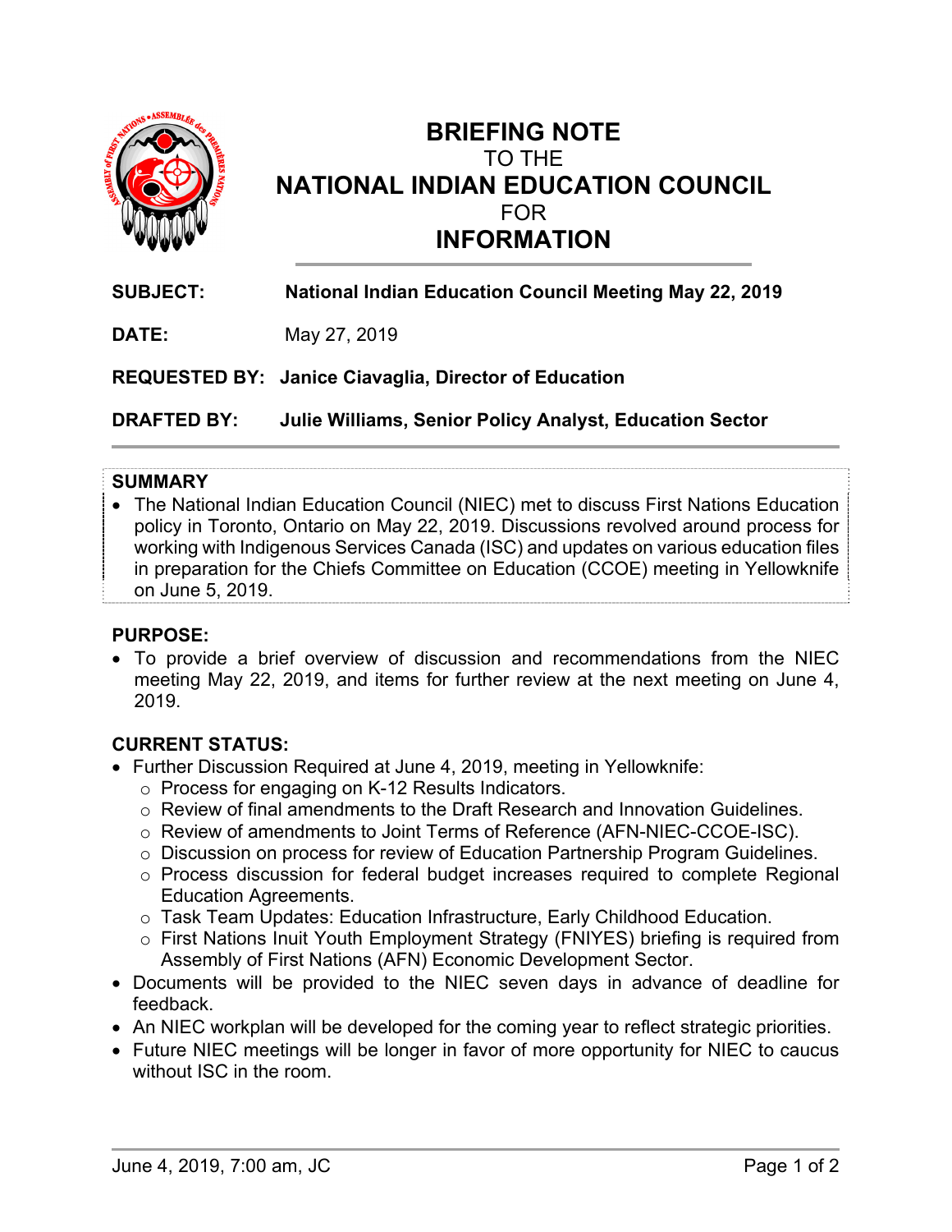# BRIEFING NOTE
TO THE
# NATIONAL INDIAN EDUCATION COUNCIL
FOR
# INFORMATION

**SUBJECT:** **National Indian Education Council Meeting May 22, 2019**

**DATE:** May 27, 2019

**REQUESTED BY:** **Janice Ciavaglia, Director of Education**

**DRAFTED BY:** **Julie Williams, Senior Policy Analyst, Education Sector**

## SUMMARY

- The National Indian Education Council (NIEC) met to discuss First Nations Education policy in Toronto, Ontario on May 22, 2019. Discussions revolved around process for working with Indigenous Services Canada (ISC) and updates on various education files in preparation for the Chiefs Committee on Education (CCOE) meeting in Yellowknife on June 5, 2019.

## PURPOSE:

- To provide a brief overview of discussion and recommendations from the NIEC meeting May 22, 2019, and items for further review at the next meeting on June 4, 2019.

## CURRENT STATUS:

- Further Discussion Required at June 4, 2019, meeting in Yellowknife:
  - Process for engaging on K-12 Results Indicators.
  - Review of final amendments to the Draft Research and Innovation Guidelines.
  - Review of amendments to Joint Terms of Reference (AFN-NIEC-CCOE-ISC).
  - Discussion on process for review of Education Partnership Program Guidelines.
  - Process discussion for federal budget increases required to complete Regional Education Agreements.
  - Task Team Updates: Education Infrastructure, Early Childhood Education.
  - First Nations Inuit Youth Employment Strategy (FNIYES) briefing is required from Assembly of First Nations (AFN) Economic Development Sector.
- Documents will be provided to the NIEC seven days in advance of deadline for feedback.
- An NIEC workplan will be developed for the coming year to reflect strategic priorities.
- Future NIEC meetings will be longer in favor of more opportunity for NIEC to caucus without ISC in the room.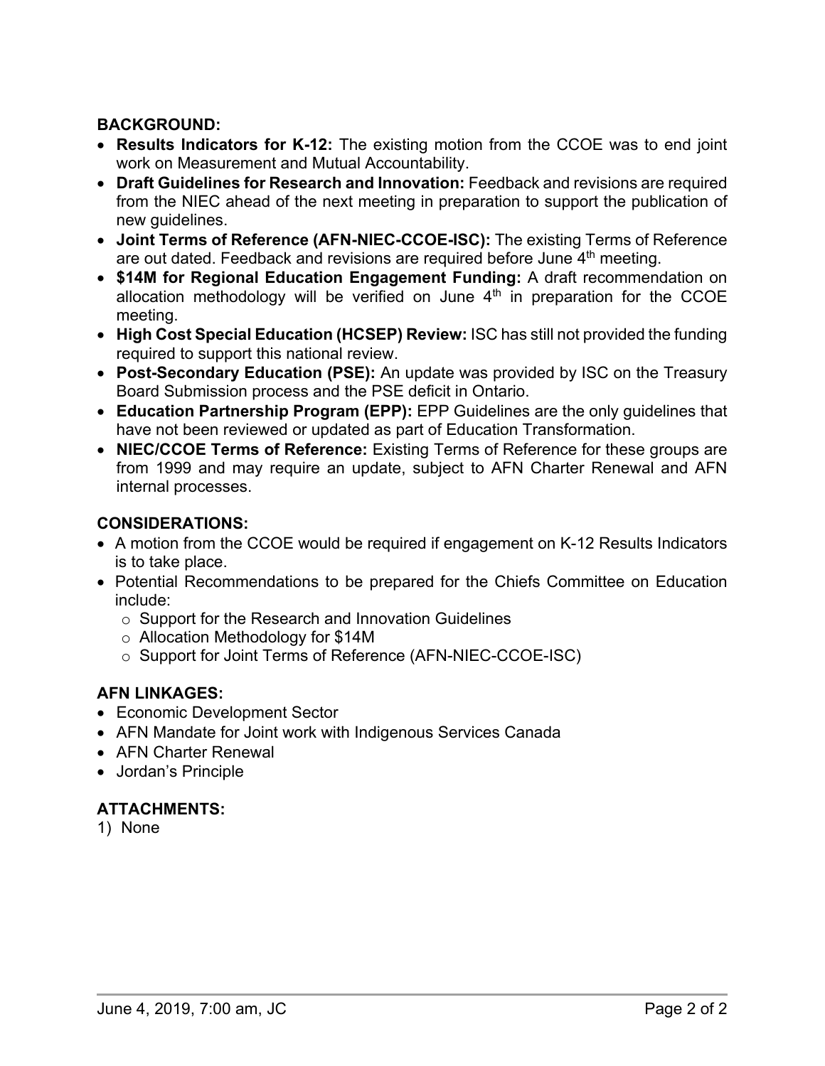**BACKGROUND:**

- **Results Indicators for K-12:** The existing motion from the CCOE was to end joint work on Measurement and Mutual Accountability.
- **Draft Guidelines for Research and Innovation:** Feedback and revisions are required from the NIEC ahead of the next meeting in preparation to support the publication of new guidelines.
- **Joint Terms of Reference (AFN-NIEC-CCOE-ISC):** The existing Terms of Reference are out dated. Feedback and revisions are required before June 4th meeting.
- **$14M for Regional Education Engagement Funding:** A draft recommendation on allocation methodology will be verified on June 4th in preparation for the CCOE meeting.
- **High Cost Special Education (HCSEP) Review:** ISC has still not provided the funding required to support this national review.
- **Post-Secondary Education (PSE):** An update was provided by ISC on the Treasury Board Submission process and the PSE deficit in Ontario.
- **Education Partnership Program (EPP):** EPP Guidelines are the only guidelines that have not been reviewed or updated as part of Education Transformation.
- **NIEC/CCOE Terms of Reference:** Existing Terms of Reference for these groups are from 1999 and may require an update, subject to AFN Charter Renewal and AFN internal processes.

**CONSIDERATIONS:**

- A motion from the CCOE would be required if engagement on K-12 Results Indicators is to take place.
- Potential Recommendations to be prepared for the Chiefs Committee on Education include:
  - Support for the Research and Innovation Guidelines
  - Allocation Methodology for $14M
  - Support for Joint Terms of Reference (AFN-NIEC-CCOE-ISC)

**AFN LINKAGES:**

- Economic Development Sector
- AFN Mandate for Joint work with Indigenous Services Canada
- AFN Charter Renewal
- Jordan's Principle

**ATTACHMENTS:**

1) None

June 4, 2019, 7:00 am, JC